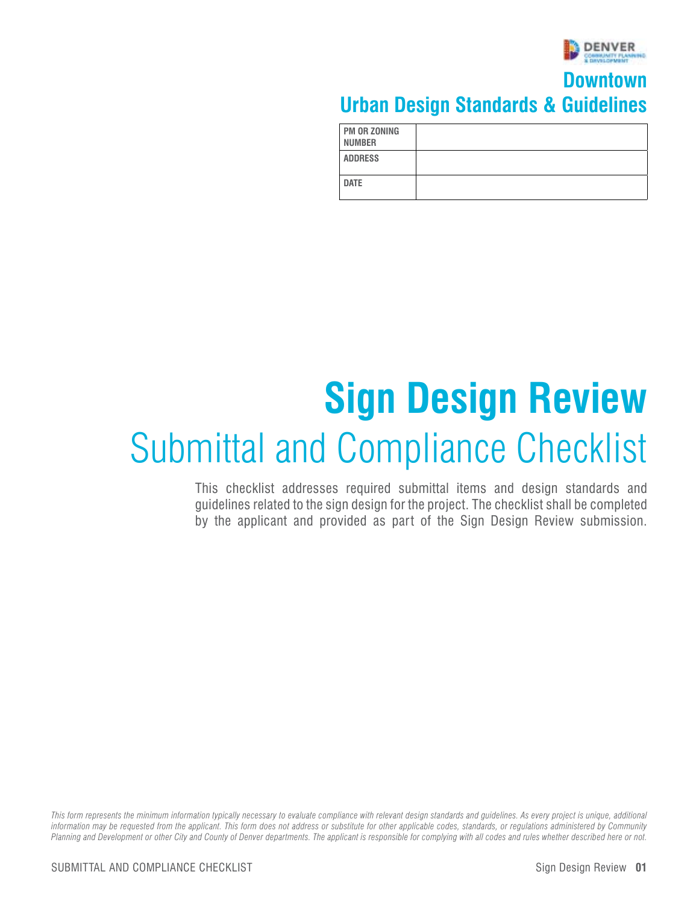DENVER
COMMUNITY PLANNING & DEVELOPMENT

**Downtown**
**Urban Design Standards & Guidelines**

| PM OR ZONING NUMBER | |
|---|---|
| ADDRESS | |
| DATE | |

# Sign Design Review

## Submittal and Compliance Checklist

This checklist addresses required submittal items and design standards and guidelines related to the sign design for the project. The checklist shall be completed by the applicant and provided as part of the Sign Design Review submission.

*This form represents the minimum information typically necessary to evaluate compliance with relevant design standards and guidelines. As every project is unique, additional information may be requested from the applicant. This form does not address or substitute for other applicable codes, standards, or regulations administered by Community Planning and Development or other City and County of Denver departments. The applicant is responsible for complying with all codes and rules whether described here or not.*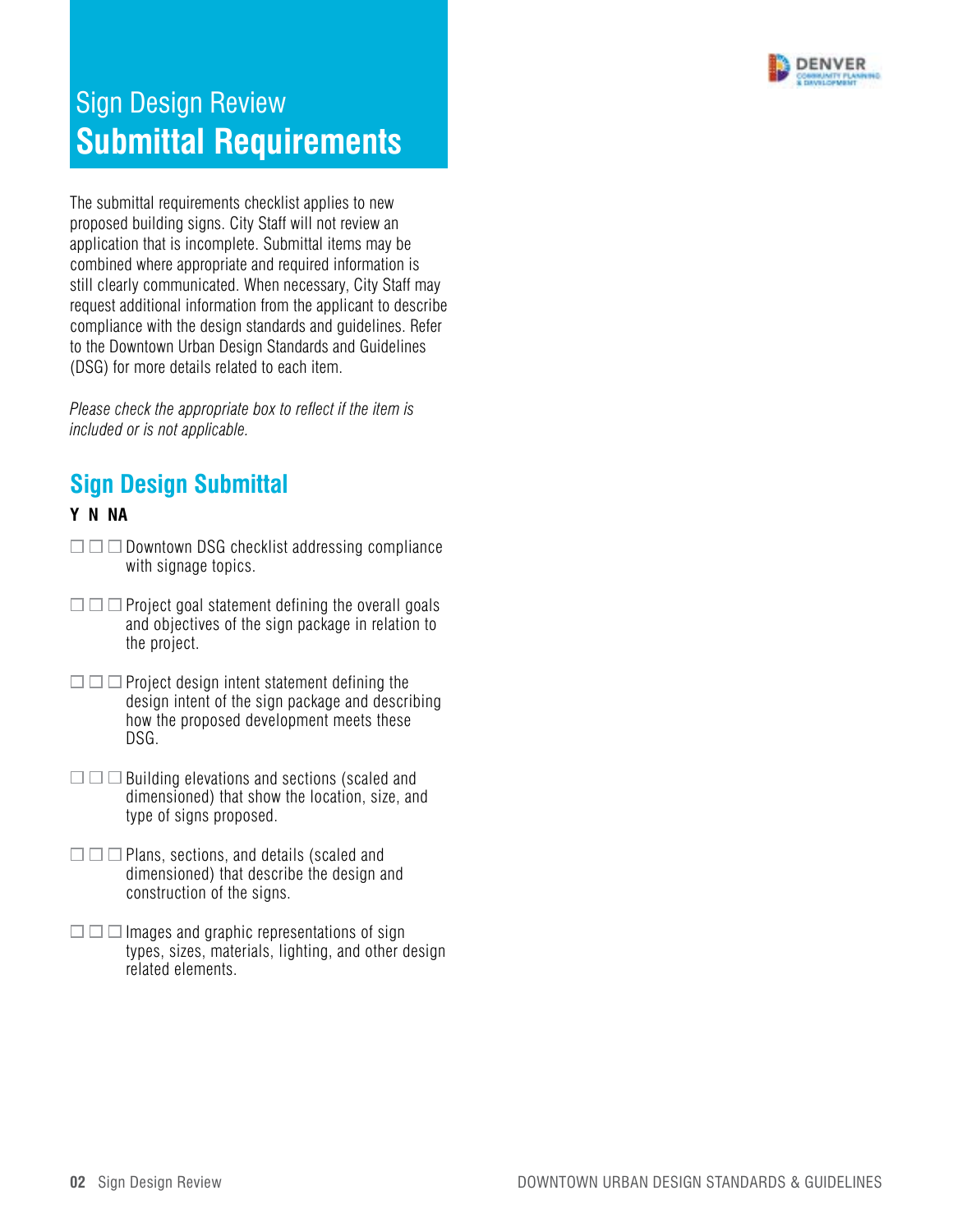# Sign Design Review
# **Submittal Requirements**

The submittal requirements checklist applies to new proposed building signs. City Staff will not review an application that is incomplete. Submittal items may be combined where appropriate and required information is still clearly communicated. When necessary, City Staff may request additional information from the applicant to describe compliance with the design standards and guidelines. Refer to the Downtown Urban Design Standards and Guidelines (DSG) for more details related to each item.

*Please check the appropriate box to reflect if the item is included or is not applicable.*

## Sign Design Submittal

**Y N NA**

☐ ☐ ☐ Downtown DSG checklist addressing compliance with signage topics.

☐ ☐ ☐ Project goal statement defining the overall goals and objectives of the sign package in relation to the project.

☐ ☐ ☐ Project design intent statement defining the design intent of the sign package and describing how the proposed development meets these DSG.

☐ ☐ ☐ Building elevations and sections (scaled and dimensioned) that show the location, size, and type of signs proposed.

☐ ☐ ☐ Plans, sections, and details (scaled and dimensioned) that describe the design and construction of the signs.

☐ ☐ ☐ Images and graphic representations of sign types, sizes, materials, lighting, and other design related elements.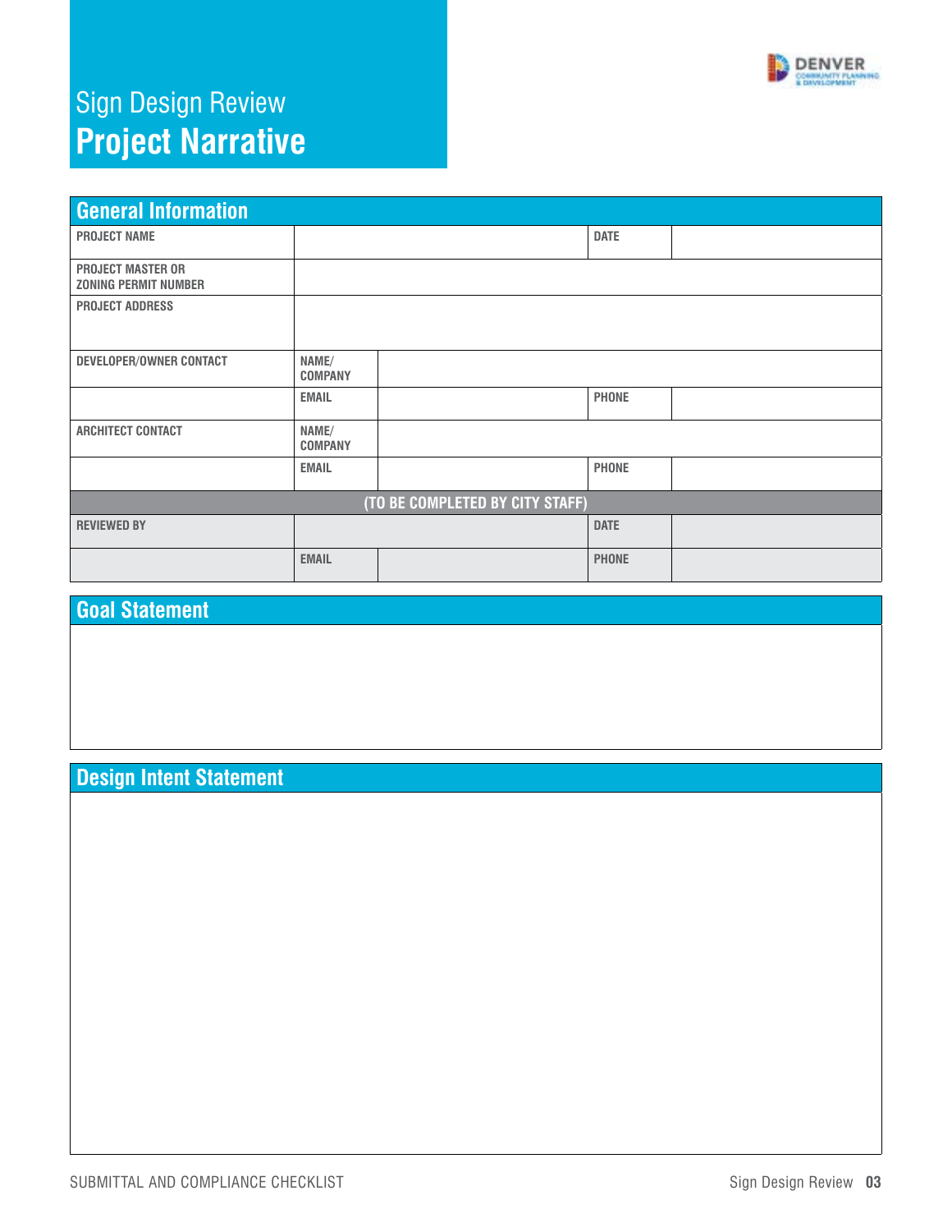# Sign Design Review
# Project Narrative

## General Information

| | | | | |
|---|---|---|---|---|
| **PROJECT NAME** | | | **DATE** | |
| **PROJECT MASTER OR ZONING PERMIT NUMBER** | | | | |
| **PROJECT ADDRESS** | | | | |
| **DEVELOPER/OWNER CONTACT** | **NAME/ COMPANY** | | | |
| | **EMAIL** | | **PHONE** | |
| **ARCHITECT CONTACT** | **NAME/ COMPANY** | | | |
| | **EMAIL** | | **PHONE** | |
| **(TO BE COMPLETED BY CITY STAFF)** | | | | |
| **REVIEWED BY** | | | **DATE** | |
| | **EMAIL** | | **PHONE** | |

## Goal Statement

## Design Intent Statement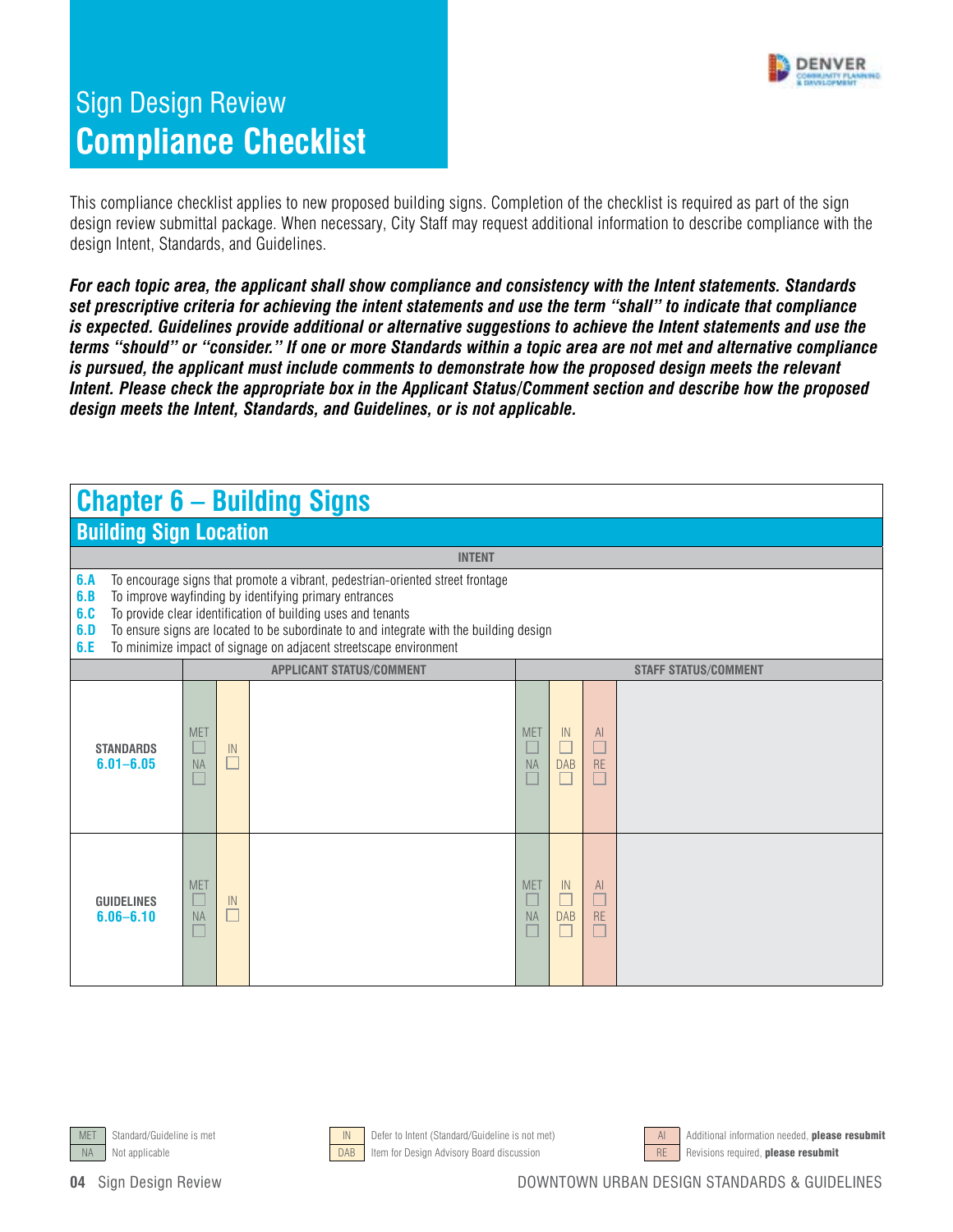# Sign Design Review
# **Compliance Checklist**

This compliance checklist applies to new proposed building signs. Completion of the checklist is required as part of the sign design review submittal package. When necessary, City Staff may request additional information to describe compliance with the design Intent, Standards, and Guidelines.

***For each topic area, the applicant shall show compliance and consistency with the Intent statements. Standards set prescriptive criteria for achieving the intent statements and use the term "shall" to indicate that compliance is expected. Guidelines provide additional or alternative suggestions to achieve the Intent statements and use the terms "should" or "consider." If one or more Standards within a topic area are not met and alternative compliance is pursued, the applicant must include comments to demonstrate how the proposed design meets the relevant Intent. Please check the appropriate box in the Applicant Status/Comment section and describe how the proposed design meets the Intent, Standards, and Guidelines, or is not applicable.***

## Chapter 6 – Building Signs

### Building Sign Location

**INTENT**

- **6.A** To encourage signs that promote a vibrant, pedestrian-oriented street frontage
- **6.B** To improve wayfinding by identifying primary entrances
- **6.C** To provide clear identification of building uses and tenants
- **6.D** To ensure signs are located to be subordinate to and integrate with the building design
- **6.E** To minimize impact of signage on adjacent streetscape environment

| | APPLICANT STATUS/COMMENT | | | STAFF STATUS/COMMENT | | | |
|---|---|---|---|---|---|---|---|
| **STANDARDS 6.01–6.05** | MET ☐ NA ☐ | IN ☐ | | MET ☐ NA ☐ | IN ☐ DAB ☐ | AI ☐ RE ☐ | |
| **GUIDELINES 6.06–6.10** | MET ☐ NA ☐ | IN ☐ | | MET ☐ NA ☐ | IN ☐ DAB ☐ | AI ☐ RE ☐ | |

| | | | | | |
|---|---|---|---|---|---|
| MET | Standard/Guideline is met | IN | Defer to Intent (Standard/Guideline is not met) | AI | Additional information needed, **please resubmit** |
| NA | Not applicable | DAB | Item for Design Advisory Board discussion | RE | Revisions required, **please resubmit** |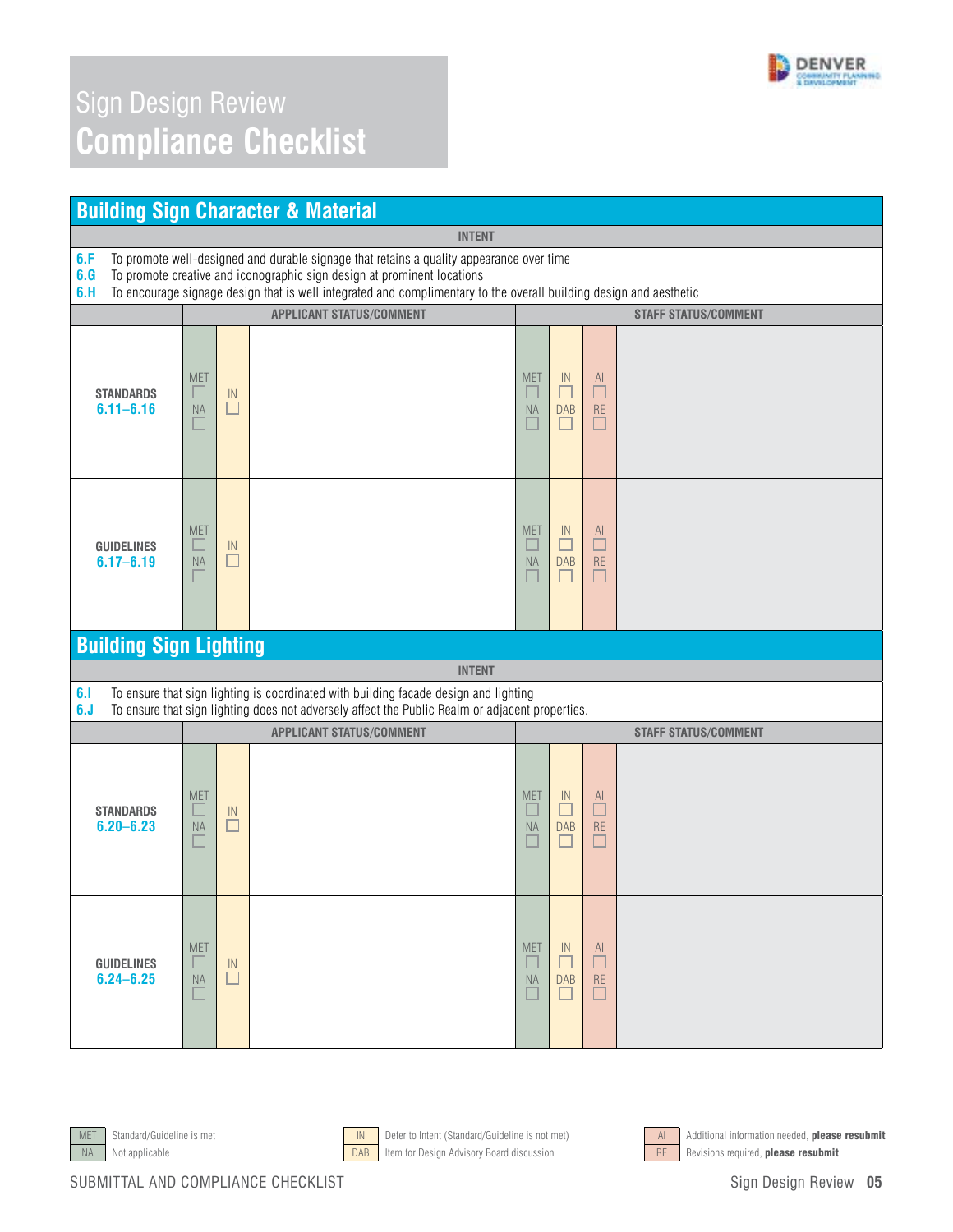# Sign Design Review
# Compliance Checklist

## Building Sign Character & Material

**INTENT**

**6.F** To promote well-designed and durable signage that retains a quality appearance over time
**6.G** To promote creative and iconographic sign design at prominent locations
**6.H** To encourage signage design that is well integrated and complimentary to the overall building design and aesthetic

| | APPLICANT STATUS/COMMENT | | | STAFF STATUS/COMMENT | | | |
|---|---|---|---|---|---|---|---|
| **STANDARDS 6.11–6.16** | MET ☐ NA ☐ | IN ☐ | | MET ☐ NA ☐ | IN ☐ DAB ☐ | AI ☐ RE ☐ | |
| **GUIDELINES 6.17–6.19** | MET ☐ NA ☐ | IN ☐ | | MET ☐ NA ☐ | IN ☐ DAB ☐ | AI ☐ RE ☐ | |

## Building Sign Lighting

**INTENT**

**6.I** To ensure that sign lighting is coordinated with building facade design and lighting
**6.J** To ensure that sign lighting does not adversely affect the Public Realm or adjacent properties.

| | APPLICANT STATUS/COMMENT | | | STAFF STATUS/COMMENT | | | |
|---|---|---|---|---|---|---|---|
| **STANDARDS 6.20–6.23** | MET ☐ NA ☐ | IN ☐ | | MET ☐ NA ☐ | IN ☐ DAB ☐ | AI ☐ RE ☐ | |
| **GUIDELINES 6.24–6.25** | MET ☐ NA ☐ | IN ☐ | | MET ☐ NA ☐ | IN ☐ DAB ☐ | AI ☐ RE ☐ | |

MET Standard/Guideline is met
NA Not applicable

IN Defer to Intent (Standard/Guideline is not met)
DAB Item for Design Advisory Board discussion

AI Additional information needed, **please resubmit**
RE Revisions required, **please resubmit**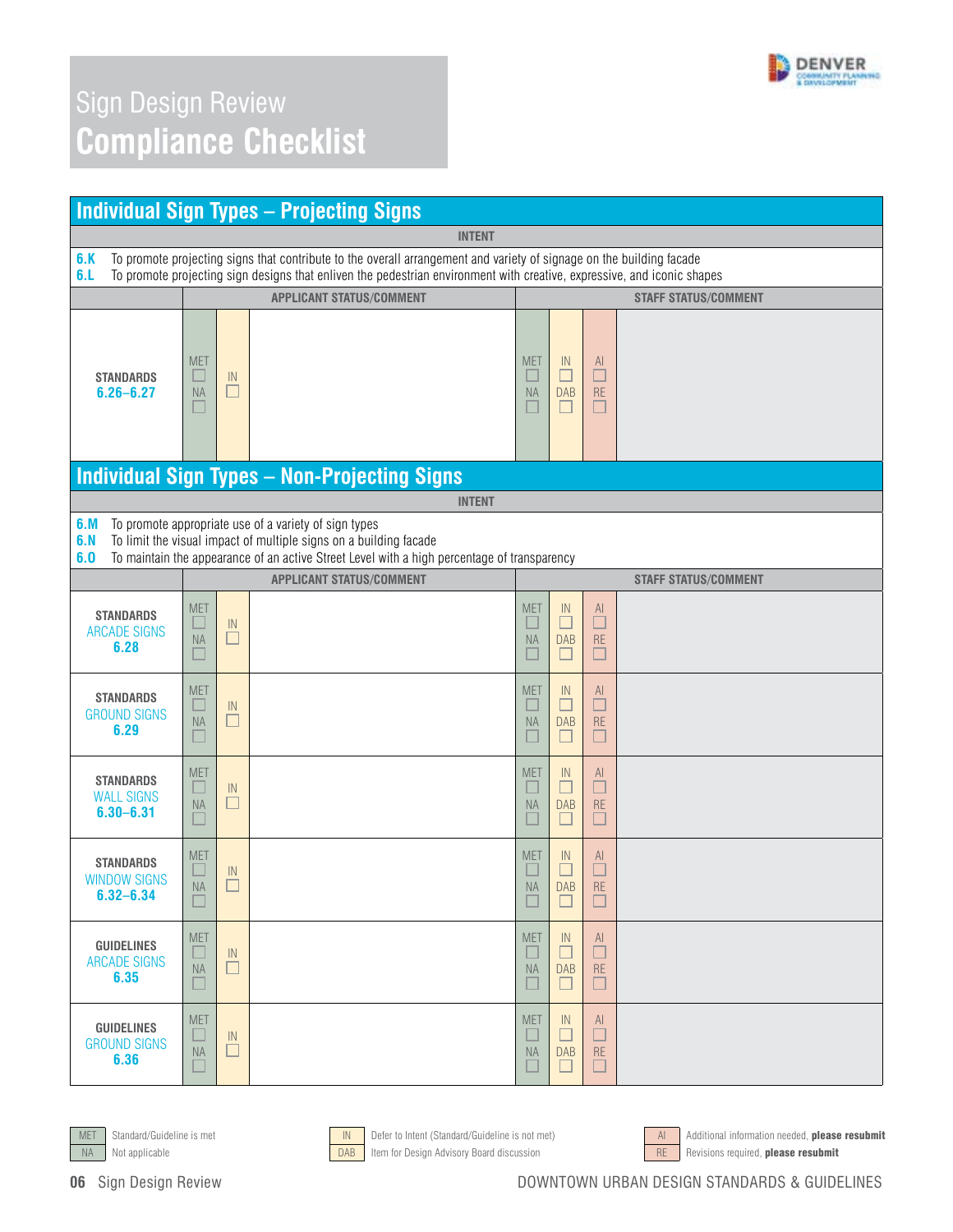# Sign Design Review
# Compliance Checklist

## Individual Sign Types – Projecting Signs

**INTENT**

**6.K** To promote projecting signs that contribute to the overall arrangement and variety of signage on the building facade
**6.L** To promote projecting sign designs that enliven the pedestrian environment with creative, expressive, and iconic shapes

| | APPLICANT STATUS/COMMENT | | | STAFF STATUS/COMMENT | | | |
|---|---|---|---|---|---|---|---|
| **STANDARDS 6.26–6.27** | MET ☐ NA ☐ | IN ☐ | | MET ☐ NA ☐ | IN ☐ DAB ☐ | AI ☐ RE ☐ | |

## Individual Sign Types – Non-Projecting Signs

**INTENT**

**6.M** To promote appropriate use of a variety of sign types
**6.N** To limit the visual impact of multiple signs on a building facade
**6.0** To maintain the appearance of an active Street Level with a high percentage of transparency

| | APPLICANT STATUS/COMMENT | | | STAFF STATUS/COMMENT | | | |
|---|---|---|---|---|---|---|---|
| **STANDARDS** ARCADE SIGNS **6.28** | MET ☐ NA ☐ | IN ☐ | | MET ☐ NA ☐ | IN ☐ DAB ☐ | AI ☐ RE ☐ | |
| **STANDARDS** GROUND SIGNS **6.29** | MET ☐ NA ☐ | IN ☐ | | MET ☐ NA ☐ | IN ☐ DAB ☐ | AI ☐ RE ☐ | |
| **STANDARDS** WALL SIGNS **6.30–6.31** | MET ☐ NA ☐ | IN ☐ | | MET ☐ NA ☐ | IN ☐ DAB ☐ | AI ☐ RE ☐ | |
| **STANDARDS** WINDOW SIGNS **6.32–6.34** | MET ☐ NA ☐ | IN ☐ | | MET ☐ NA ☐ | IN ☐ DAB ☐ | AI ☐ RE ☐ | |
| **GUIDELINES** ARCADE SIGNS **6.35** | MET ☐ NA ☐ | IN ☐ | | MET ☐ NA ☐ | IN ☐ DAB ☐ | AI ☐ RE ☐ | |
| **GUIDELINES** GROUND SIGNS **6.36** | MET ☐ NA ☐ | IN ☐ | | MET ☐ NA ☐ | IN ☐ DAB ☐ | AI ☐ RE ☐ | |

MET — Standard/Guideline is met
NA — Not applicable
IN — Defer to Intent (Standard/Guideline is not met)
DAB — Item for Design Advisory Board discussion
AI — Additional information needed, **please resubmit**
RE — Revisions required, **please resubmit**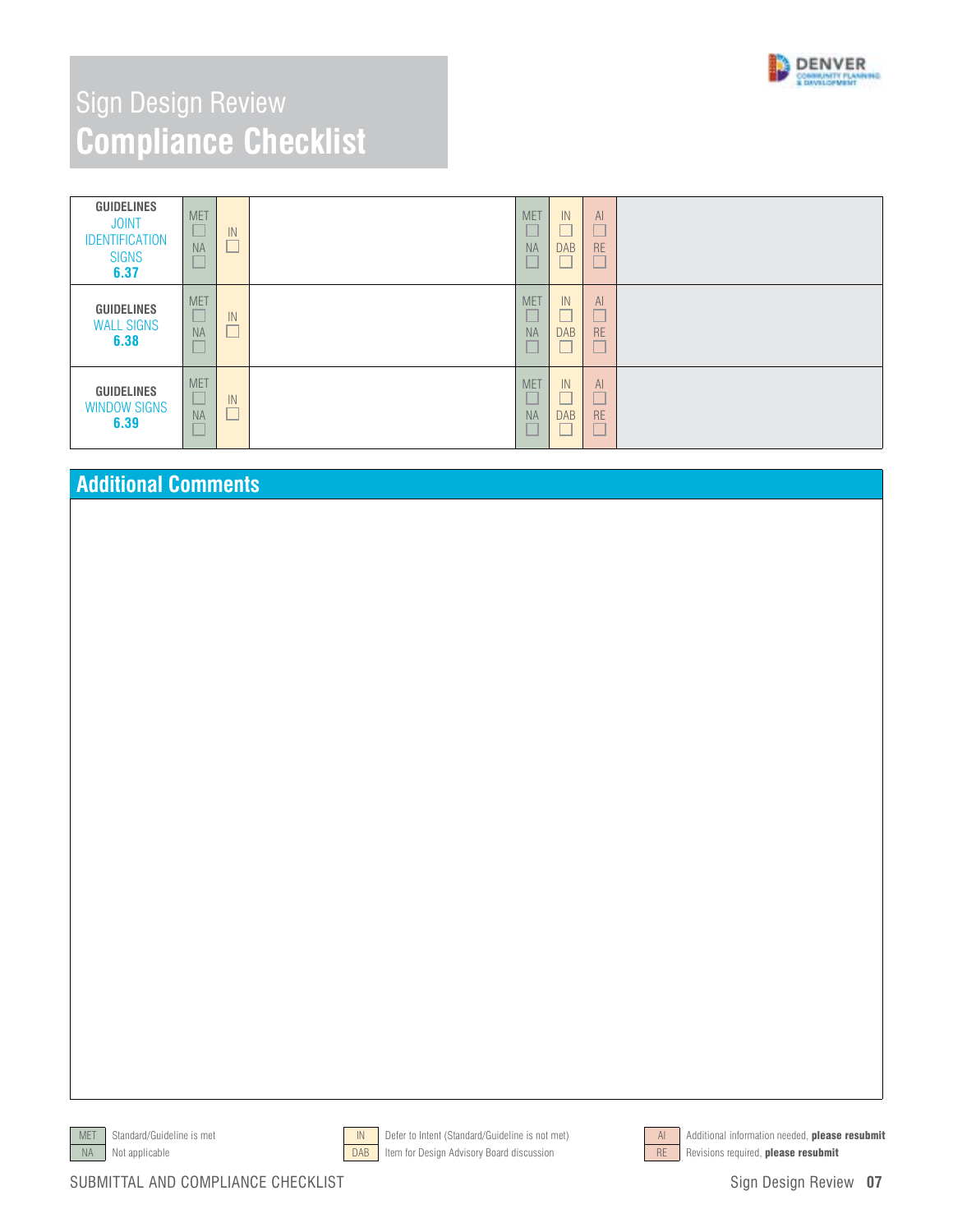# Sign Design Review
## Compliance Checklist

| | | | | | | | |
|---|---|---|---|---|---|---|---|
| **GUIDELINES** JOINT IDENTIFICATION SIGNS **6.37** | MET ☐ NA ☐ | IN ☐ | | MET ☐ NA ☐ | IN ☐ DAB ☐ | AI ☐ RE ☐ | |
| **GUIDELINES** WALL SIGNS **6.38** | MET ☐ NA ☐ | IN ☐ | | MET ☐ NA ☐ | IN ☐ DAB ☐ | AI ☐ RE ☐ | |
| **GUIDELINES** WINDOW SIGNS **6.39** | MET ☐ NA ☐ | IN ☐ | | MET ☐ NA ☐ | IN ☐ DAB ☐ | AI ☐ RE ☐ | |

## Additional Comments

| | |
|---|---|
| MET | Standard/Guideline is met |
| NA | Not applicable |
| IN | Defer to Intent (Standard/Guideline is not met) |
| DAB | Item for Design Advisory Board discussion |
| AI | Additional information needed, **please resubmit** |
| RE | Revisions required, **please resubmit** |